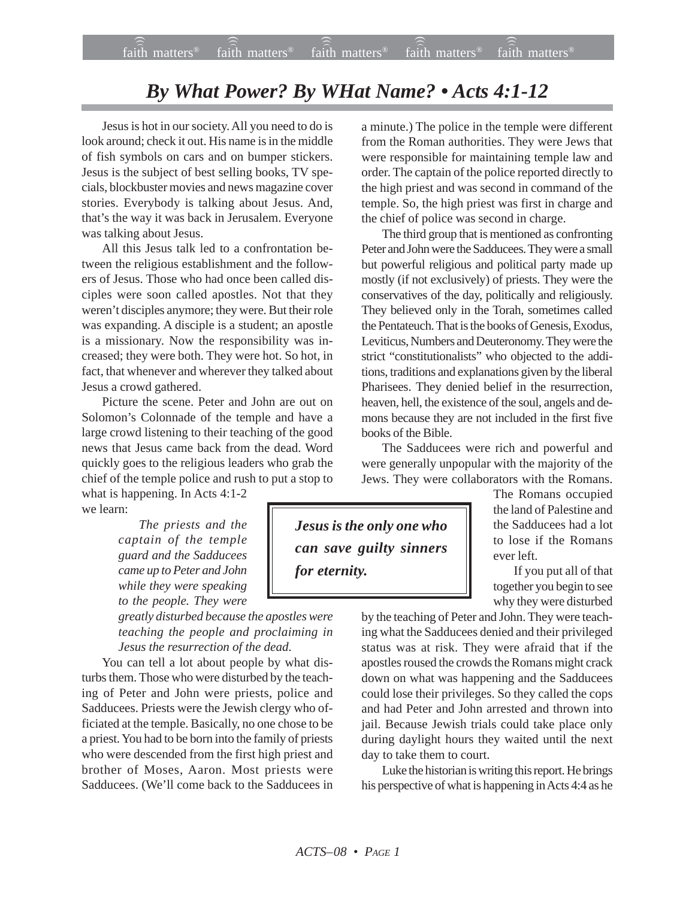# *By What Power? By WHat Name? • Acts 4:1-12*

Jesus is hot in our society. All you need to do is look around; check it out. His name is in the middle of fish symbols on cars and on bumper stickers. Jesus is the subject of best selling books, TV specials, blockbuster movies and news magazine cover stories. Everybody is talking about Jesus. And, that's the way it was back in Jerusalem. Everyone was talking about Jesus.

All this Jesus talk led to a confrontation between the religious establishment and the followers of Jesus. Those who had once been called disciples were soon called apostles. Not that they weren't disciples anymore; they were. But their role was expanding. A disciple is a student; an apostle is a missionary. Now the responsibility was increased; they were both. They were hot. So hot, in fact, that whenever and wherever they talked about Jesus a crowd gathered.

Picture the scene. Peter and John are out on Solomon's Colonnade of the temple and have a large crowd listening to their teaching of the good news that Jesus came back from the dead. Word quickly goes to the religious leaders who grab the chief of the temple police and rush to put a stop to what is happening. In Acts 4:1-2 we learn:

> *The priests and the captain of the temple guard and the Sadducees came up to Peter and John while they were speaking to the people. They were greatly disturbed because the apostles were teaching the people and proclaiming in Jesus the resurrection of the dead.*

You can tell a lot about people by what disturbs them. Those who were disturbed by the teaching of Peter and John were priests, police and Sadducees. Priests were the Jewish clergy who officiated at the temple. Basically, no one chose to be a priest. You had to be born into the family of priests who were descended from the first high priest and brother of Moses, Aaron. Most priests were Sadducees. (We'll come back to the Sadducees in a minute.) The police in the temple were different from the Roman authorities. They were Jews that were responsible for maintaining temple law and order. The captain of the police reported directly to the high priest and was second in command of the temple. So, the high priest was first in charge and the chief of police was second in charge.

The third group that is mentioned as confronting Peter and John were the Sadducees. They were a small but powerful religious and political party made up mostly (if not exclusively) of priests. They were the conservatives of the day, politically and religiously. They believed only in the Torah, sometimes called the Pentateuch. That is the books of Genesis, Exodus, Leviticus, Numbers and Deuteronomy. They were the strict "constitutionalists" who objected to the additions, traditions and explanations given by the liberal Pharisees. They denied belief in the resurrection, heaven, hell, the existence of the soul, angels and demons because they are not included in the first five books of the Bible.

The Sadducees were rich and powerful and were generally unpopular with the majority of the Jews. They were collaborators with the Romans. The Romans occupied the land of Palestine and the Sadducees had a lot to lose if the Romans ever left.

> ***Jesus is the only one who can save guilty sinners for eternity.***

If you put all of that together you begin to see why they were disturbed by the teaching of Peter and John. They were teaching what the Sadducees denied and their privileged status was at risk. They were afraid that if the apostles roused the crowds the Romans might crack down on what was happening and the Sadducees could lose their privileges. So they called the cops and had Peter and John arrested and thrown into jail. Because Jewish trials could take place only during daylight hours they waited until the next day to take them to court.

Luke the historian is writing this report. He brings his perspective of what is happening in Acts 4:4 as he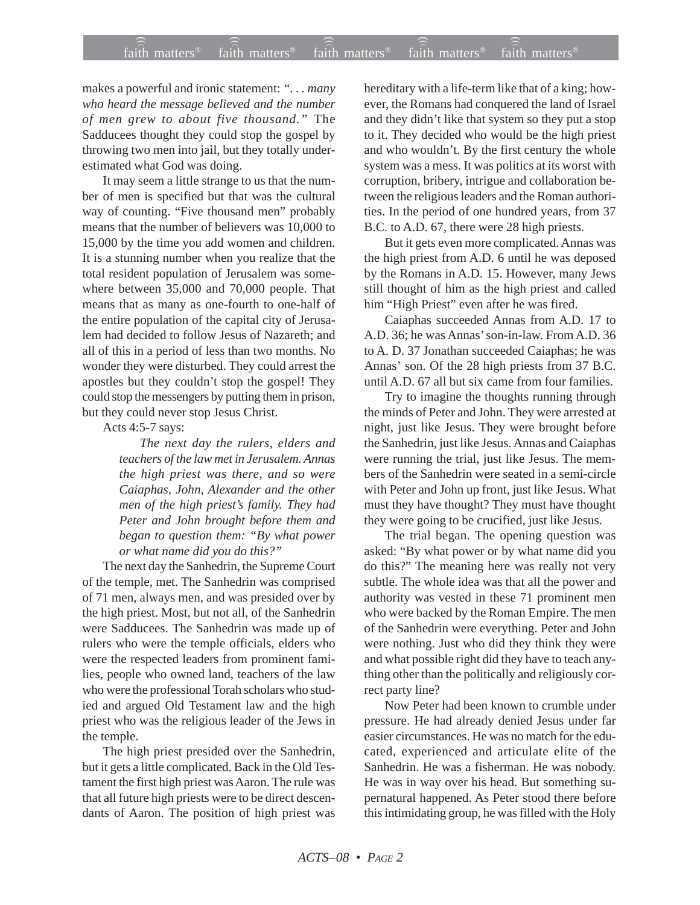makes a powerful and ironic statement: *". . . many who heard the message believed and the number of men grew to about five thousand."* The Sadducees thought they could stop the gospel by throwing two men into jail, but they totally underestimated what God was doing.

It may seem a little strange to us that the number of men is specified but that was the cultural way of counting. "Five thousand men" probably means that the number of believers was 10,000 to 15,000 by the time you add women and children. It is a stunning number when you realize that the total resident population of Jerusalem was somewhere between 35,000 and 70,000 people. That means that as many as one-fourth to one-half of the entire population of the capital city of Jerusalem had decided to follow Jesus of Nazareth; and all of this in a period of less than two months. No wonder they were disturbed. They could arrest the apostles but they couldn't stop the gospel! They could stop the messengers by putting them in prison, but they could never stop Jesus Christ.

Acts 4:5-7 says:

> *The next day the rulers, elders and teachers of the law met in Jerusalem. Annas the high priest was there, and so were Caiaphas, John, Alexander and the other men of the high priest's family. They had Peter and John brought before them and began to question them: "By what power or what name did you do this?"*

The next day the Sanhedrin, the Supreme Court of the temple, met. The Sanhedrin was comprised of 71 men, always men, and was presided over by the high priest. Most, but not all, of the Sanhedrin were Sadducees. The Sanhedrin was made up of rulers who were the temple officials, elders who were the respected leaders from prominent families, people who owned land, teachers of the law who were the professional Torah scholars who studied and argued Old Testament law and the high priest who was the religious leader of the Jews in the temple.

The high priest presided over the Sanhedrin, but it gets a little complicated. Back in the Old Testament the first high priest was Aaron. The rule was that all future high priests were to be direct descendants of Aaron. The position of high priest was hereditary with a life-term like that of a king; however, the Romans had conquered the land of Israel and they didn't like that system so they put a stop to it. They decided who would be the high priest and who wouldn't. By the first century the whole system was a mess. It was politics at its worst with corruption, bribery, intrigue and collaboration between the religious leaders and the Roman authorities. In the period of one hundred years, from 37 B.C. to A.D. 67, there were 28 high priests.

But it gets even more complicated. Annas was the high priest from A.D. 6 until he was deposed by the Romans in A.D. 15. However, many Jews still thought of him as the high priest and called him "High Priest" even after he was fired.

Caiaphas succeeded Annas from A.D. 17 to A.D. 36; he was Annas' son-in-law. From A.D. 36 to A. D. 37 Jonathan succeeded Caiaphas; he was Annas' son. Of the 28 high priests from 37 B.C. until A.D. 67 all but six came from four families.

Try to imagine the thoughts running through the minds of Peter and John. They were arrested at night, just like Jesus. They were brought before the Sanhedrin, just like Jesus. Annas and Caiaphas were running the trial, just like Jesus. The members of the Sanhedrin were seated in a semi-circle with Peter and John up front, just like Jesus. What must they have thought? They must have thought they were going to be crucified, just like Jesus.

The trial began. The opening question was asked: "By what power or by what name did you do this?" The meaning here was really not very subtle. The whole idea was that all the power and authority was vested in these 71 prominent men who were backed by the Roman Empire. The men of the Sanhedrin were everything. Peter and John were nothing. Just who did they think they were and what possible right did they have to teach anything other than the politically and religiously correct party line?

Now Peter had been known to crumble under pressure. He had already denied Jesus under far easier circumstances. He was no match for the educated, experienced and articulate elite of the Sanhedrin. He was a fisherman. He was nobody. He was in way over his head. But something supernatural happened. As Peter stood there before this intimidating group, he was filled with the Holy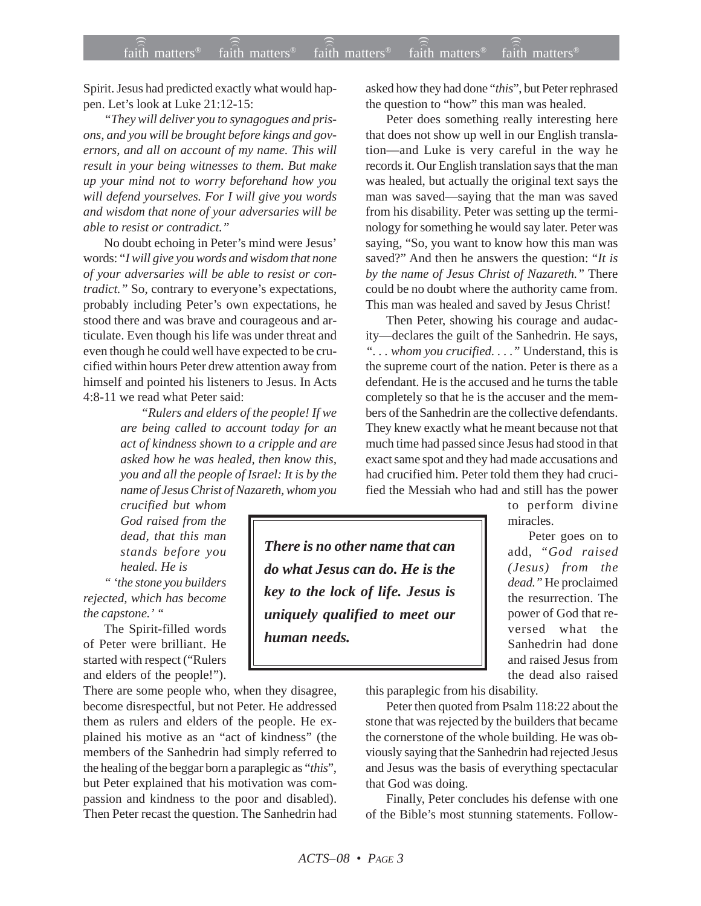Spirit. Jesus had predicted exactly what would happen. Let's look at Luke 21:12-15:

*"They will deliver you to synagogues and prisons, and you will be brought before kings and governors, and all on account of my name. This will result in your being witnesses to them. But make up your mind not to worry beforehand how you will defend yourselves. For I will give you words and wisdom that none of your adversaries will be able to resist or contradict."*

No doubt echoing in Peter's mind were Jesus' words: "*I will give you words and wisdom that none of your adversaries will be able to resist or contradict.*" So, contrary to everyone's expectations, probably including Peter's own expectations, he stood there and was brave and courageous and articulate. Even though his life was under threat and even though he could well have expected to be crucified within hours Peter drew attention away from himself and pointed his listeners to Jesus. In Acts 4:8-11 we read what Peter said:

> *"Rulers and elders of the people! If we are being called to account today for an act of kindness shown to a cripple and are asked how he was healed, then know this, you and all the people of Israel: It is by the name of Jesus Christ of Nazareth, whom you crucified but whom God raised from the dead, that this man stands before you healed. He is*
>
> *" 'the stone you builders rejected, which has become the capstone.' "*

The Spirit-filled words of Peter were brilliant. He started with respect ("Rulers and elders of the people!"). There are some people who, when they disagree, become disrespectful, but not Peter. He addressed them as rulers and elders of the people. He explained his motive as an "act of kindness" (the members of the Sanhedrin had simply referred to the healing of the beggar born a paraplegic as "*this*", but Peter explained that his motivation was compassion and kindness to the poor and disabled). Then Peter recast the question. The Sanhedrin had asked how they had done "*this*", but Peter rephrased the question to "how" this man was healed.

Peter does something really interesting here that does not show up well in our English translation—and Luke is very careful in the way he records it. Our English translation says that the man was healed, but actually the original text says the man was saved—saying that the man was saved from his disability. Peter was setting up the terminology for something he would say later. Peter was saying, "So, you want to know how this man was saved?" And then he answers the question: "*It is by the name of Jesus Christ of Nazareth.*" There could be no doubt where the authority came from. This man was healed and saved by Jesus Christ!

Then Peter, showing his courage and audacity—declares the guilt of the Sanhedrin. He says, "*. . . whom you crucified. . . .*" Understand, this is the supreme court of the nation. Peter is there as a defendant. He is the accused and he turns the table completely so that he is the accuser and the members of the Sanhedrin are the collective defendants. They knew exactly what he meant because not that much time had passed since Jesus had stood in that exact same spot and they had made accusations and had crucified him. Peter told them they had crucified the Messiah who had and still has the power to perform divine miracles.

> ***There is no other name that can do what Jesus can do. He is the key to the lock of life. Jesus is uniquely qualified to meet our human needs.***

Peter goes on to add, "*God raised (Jesus) from the dead.*" He proclaimed the resurrection. The power of God that reversed what the Sanhedrin had done and raised Jesus from the dead also raised this paraplegic from his disability.

Peter then quoted from Psalm 118:22 about the stone that was rejected by the builders that became the cornerstone of the whole building. He was obviously saying that the Sanhedrin had rejected Jesus and Jesus was the basis of everything spectacular that God was doing.

Finally, Peter concludes his defense with one of the Bible's most stunning statements. Follow-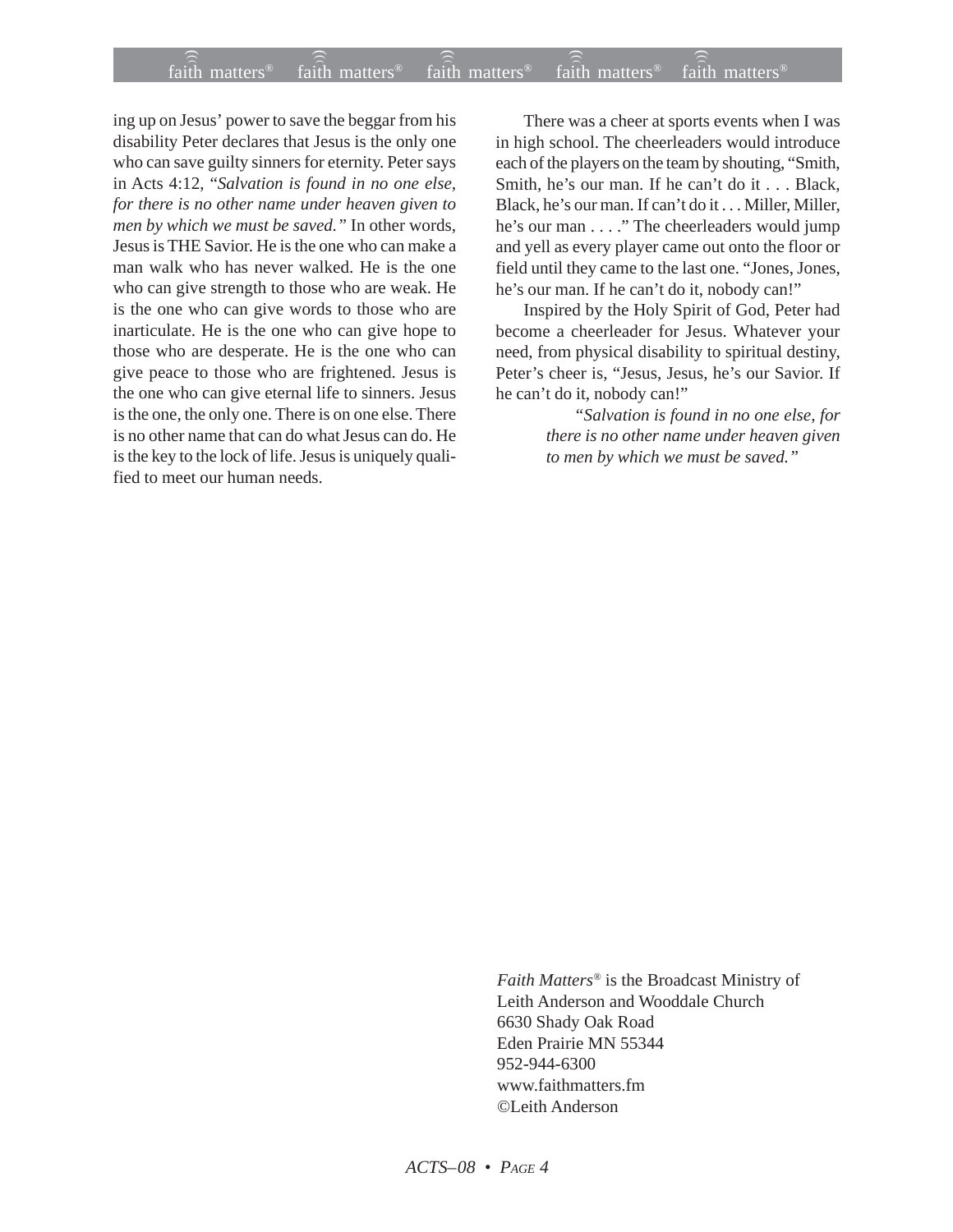ing up on Jesus' power to save the beggar from his disability Peter declares that Jesus is the only one who can save guilty sinners for eternity. Peter says in Acts 4:12, *"Salvation is found in no one else, for there is no other name under heaven given to men by which we must be saved."* In other words, Jesus is THE Savior. He is the one who can make a man walk who has never walked. He is the one who can give strength to those who are weak. He is the one who can give words to those who are inarticulate. He is the one who can give hope to those who are desperate. He is the one who can give peace to those who are frightened. Jesus is the one who can give eternal life to sinners. Jesus is the one, the only one. There is on one else. There is no other name that can do what Jesus can do. He is the key to the lock of life. Jesus is uniquely qualified to meet our human needs.

There was a cheer at sports events when I was in high school. The cheerleaders would introduce each of the players on the team by shouting, "Smith, Smith, he's our man. If he can't do it . . . Black, Black, he's our man. If can't do it . . . Miller, Miller, he's our man . . . ." The cheerleaders would jump and yell as every player came out onto the floor or field until they came to the last one. "Jones, Jones, he's our man. If he can't do it, nobody can!"

Inspired by the Holy Spirit of God, Peter had become a cheerleader for Jesus. Whatever your need, from physical disability to spiritual destiny, Peter's cheer is, "Jesus, Jesus, he's our Savior. If he can't do it, nobody can!"

> *"Salvation is found in no one else, for there is no other name under heaven given to men by which we must be saved."*

*Faith Matters*® is the Broadcast Ministry of
Leith Anderson and Wooddale Church
6630 Shady Oak Road
Eden Prairie MN 55344
952-944-6300
www.faithmatters.fm
©Leith Anderson